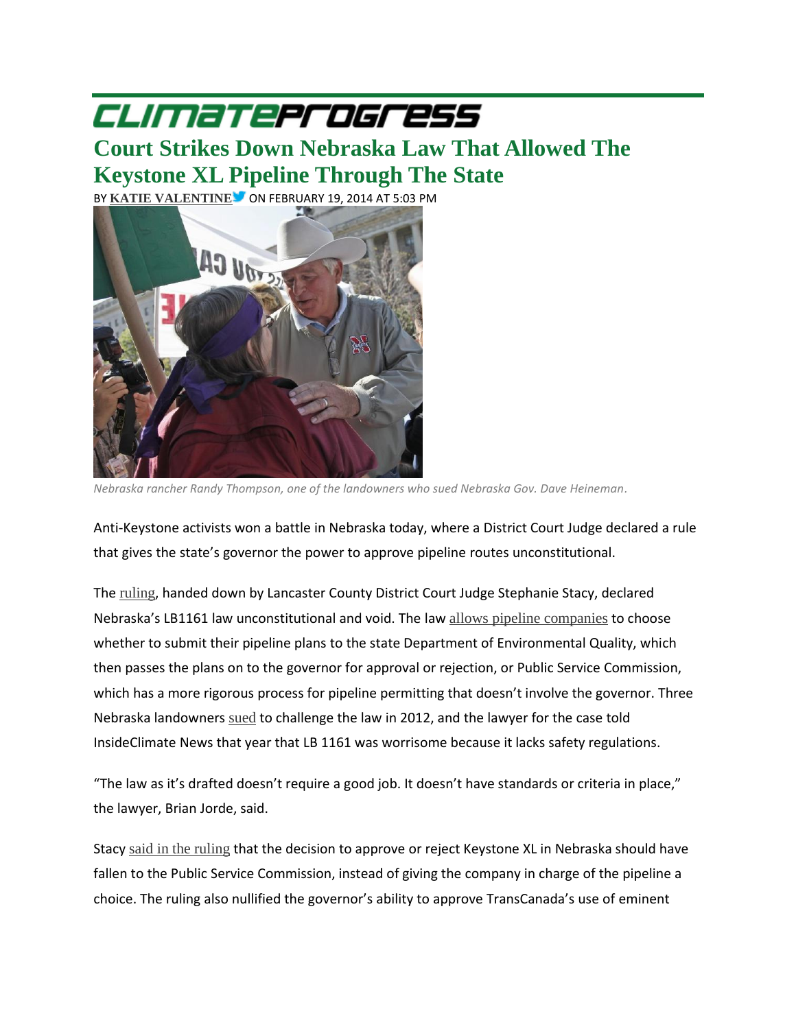# CLIMATEPROGRESS

## Court Strikes Down Nebraska Law That Allowed The Keystone XL Pipeline Through The State

BY **KATIE VALENTINE** ON FEBRUARY 19, 2014 AT 5:03 PM

*Nebraska rancher Randy Thompson, one of the landowners who sued Nebraska Gov. Dave Heineman.*

Anti-Keystone activists won a battle in Nebraska today, where a District Court Judge declared a rule that gives the state's governor the power to approve pipeline routes unconstitutional.

The ruling, handed down by Lancaster County District Court Judge Stephanie Stacy, declared Nebraska's LB1161 law unconstitutional and void. The law allows pipeline companies to choose whether to submit their pipeline plans to the state Department of Environmental Quality, which then passes the plans on to the governor for approval or rejection, or Public Service Commission, which has a more rigorous process for pipeline permitting that doesn't involve the governor. Three Nebraska landowners sued to challenge the law in 2012, and the lawyer for the case told InsideClimate News that year that LB 1161 was worrisome because it lacks safety regulations.

"The law as it's drafted doesn't require a good job. It doesn't have standards or criteria in place," the lawyer, Brian Jorde, said.

Stacy said in the ruling that the decision to approve or reject Keystone XL in Nebraska should have fallen to the Public Service Commission, instead of giving the company in charge of the pipeline a choice. The ruling also nullified the governor's ability to approve TransCanada's use of eminent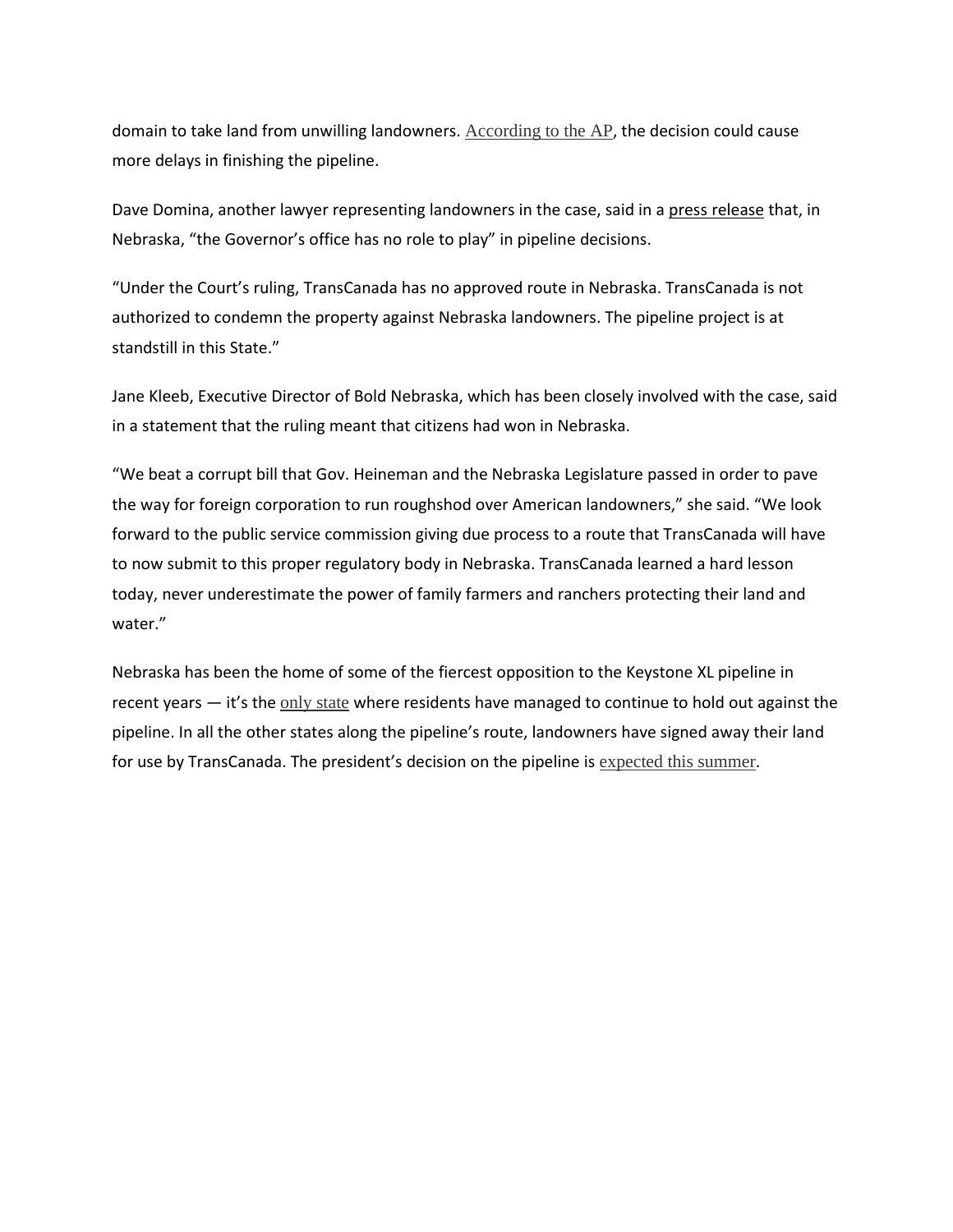domain to take land from unwilling landowners. According to the AP, the decision could cause more delays in finishing the pipeline.

Dave Domina, another lawyer representing landowners in the case, said in a press release that, in Nebraska, "the Governor's office has no role to play" in pipeline decisions.

"Under the Court's ruling, TransCanada has no approved route in Nebraska. TransCanada is not authorized to condemn the property against Nebraska landowners. The pipeline project is at standstill in this State."

Jane Kleeb, Executive Director of Bold Nebraska, which has been closely involved with the case, said in a statement that the ruling meant that citizens had won in Nebraska.

"We beat a corrupt bill that Gov. Heineman and the Nebraska Legislature passed in order to pave the way for foreign corporation to run roughshod over American landowners," she said. "We look forward to the public service commission giving due process to a route that TransCanada will have to now submit to this proper regulatory body in Nebraska. TransCanada learned a hard lesson today, never underestimate the power of family farmers and ranchers protecting their land and water."

Nebraska has been the home of some of the fiercest opposition to the Keystone XL pipeline in recent years — it's the only state where residents have managed to continue to hold out against the pipeline. In all the other states along the pipeline's route, landowners have signed away their land for use by TransCanada. The president's decision on the pipeline is expected this summer.